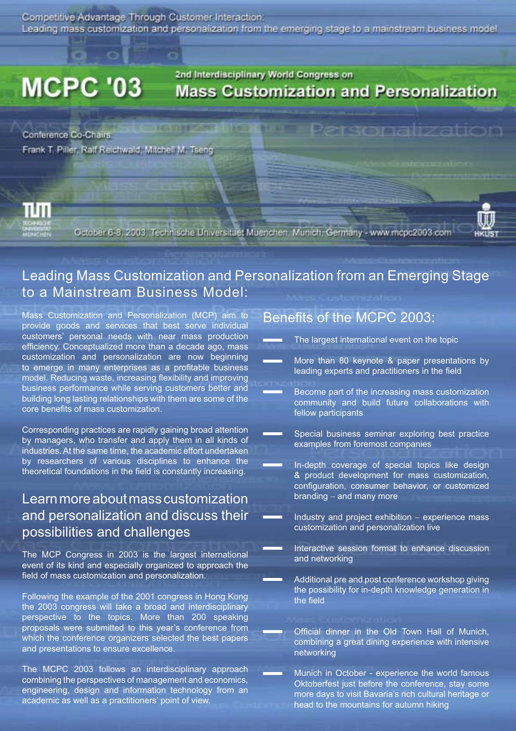Competitive Advantage Through Customer Interaction:
Leading mass customization and personalization from the emerging stage to a mainstream business model

# MCPC '03

## 2nd Interdisciplinary World Congress on Mass Customization and Personalization

Conference Co-Chairs:
Frank T. Piller, Ralf Reichwald, Mitchell M. Tseng

October 6-8, 2003, Technische Universitaet Muenchen, Munich, Germany - www.mcpc2003.com

## Leading Mass Customization and Personalization from an Emerging Stage to a Mainstream Business Model:

Mass Customization and Personalization (MCP) aim to provide goods and services that best serve individual customers' personal needs with near mass production efficiency. Conceptualized more than a decade ago, mass customization and personalization are now beginning to emerge in many enterprises as a profitable business model. Reducing waste, increasing flexibility and improving business performance while serving customers better and building long lasting relationships with them are some of the core benefits of mass customization.

Corresponding practices are rapidly gaining broad attention by managers, who transfer and apply them in all kinds of industries. At the same time, the academic effort undertaken by researchers of various disciplines to enhance the theoretical foundations in the field is constantly increasing.

## Learn more about mass customization and personalization and discuss their possibilities and challenges

The MCP Congress in 2003 is the largest international event of its kind and especially organized to approach the field of mass customization and personalization.

Following the example of the 2001 congress in Hong Kong the 2003 congress will take a broad and interdisciplinary perspective to the topics. More than 200 speaking proposals were submitted to this year's conference from which the conference organizers selected the best papers and presentations to ensure excellence.

The MCPC 2003 follows an interdisciplinary approach combining the perspectives of management and economics, engineering, design and information technology from an academic as well as a practitioners' point of view.

## Benefits of the MCPC 2003:

- The largest international event on the topic
- More than 80 keynote & paper presentations by leading experts and practitioners in the field
- Become part of the increasing mass customization community and build future collaborations with fellow participants
- Special business seminar exploring best practice examples from foremost companies
- In-depth coverage of special topics like design & product development for mass customization, configuration, consumer behavior, or customized branding – and many more
- Industry and project exhibition – experience mass customization and personalization live
- Interactive session format to enhance discussion and networking
- Additional pre and post conference workshop giving the possibility for in-depth knowledge generation in the field
- Official dinner in the Old Town Hall of Munich, combining a great dining experience with intensive networking
- Munich in October - experience the world famous Oktoberfest just before the conference, stay some more days to visit Bavaria's rich cultural heritage or head to the mountains for autumn hiking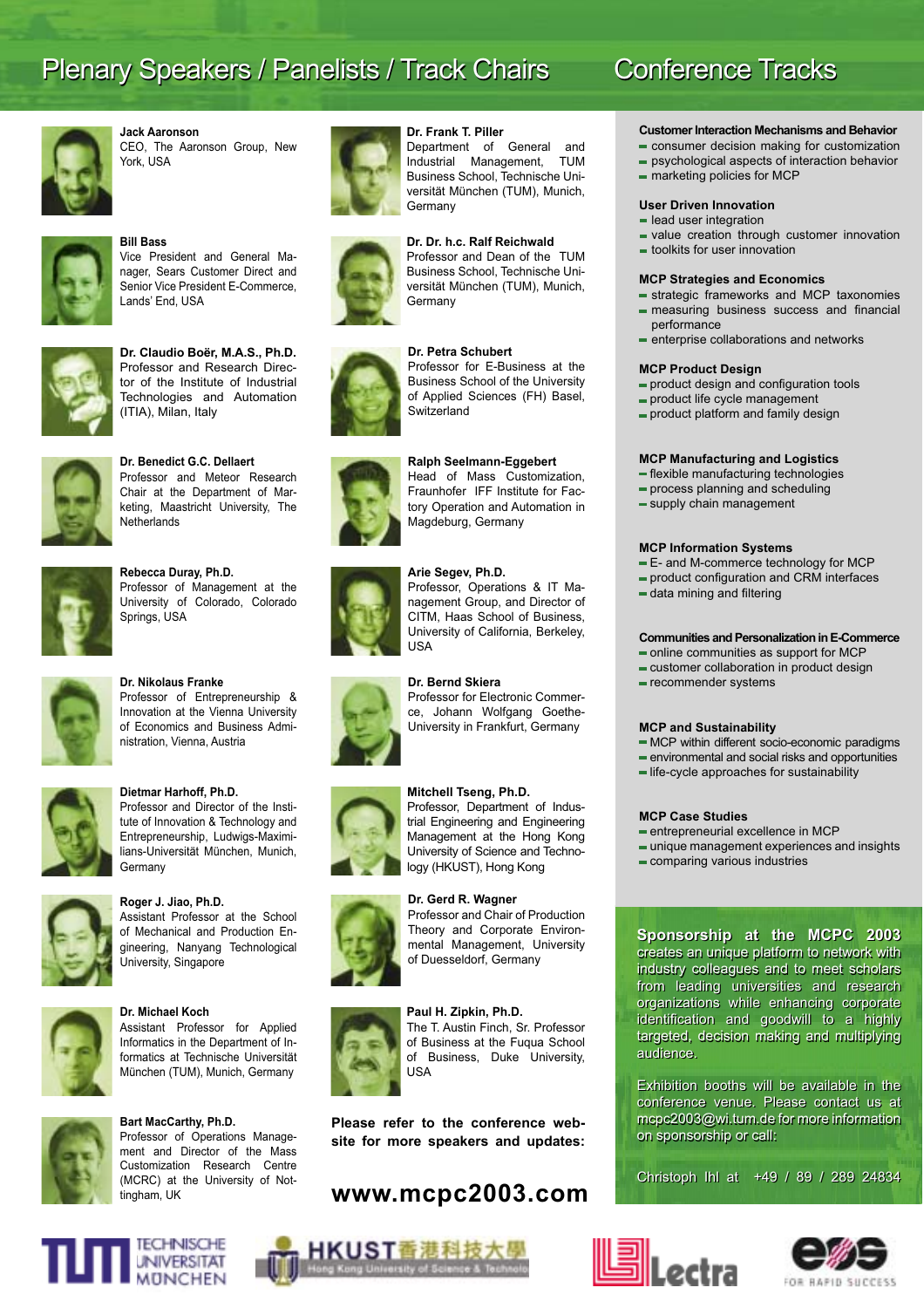# Plenary Speakers / Panelists / Track Chairs

**Jack Aaronson**
CEO, The Aaronson Group, New York, USA

**Bill Bass**
Vice President and General Manager, Sears Customer Direct and Senior Vice President E-Commerce, Lands' End, USA

**Dr. Claudio Boër, M.A.S., Ph.D.**
Professor and Research Director of the Institute of Industrial Technologies and Automation (ITIA), Milan, Italy

**Dr. Benedict G.C. Dellaert**
Professor and Meteor Research Chair at the Department of Marketing, Maastricht University, The Netherlands

**Rebecca Duray, Ph.D.**
Professor of Management at the University of Colorado, Colorado Springs, USA

**Dr. Nikolaus Franke**
Professor of Entrepreneurship & Innovation at the Vienna University of Economics and Business Administration, Vienna, Austria

**Dietmar Harhoff, Ph.D.**
Professor and Director of the Institute of Innovation & Technology and Entrepreneurship, Ludwigs-Maximilians-Universität München, Munich, Germany

**Roger J. Jiao, Ph.D.**
Assistant Professor at the School of Mechanical and Production Engineering, Nanyang Technological University, Singapore

**Dr. Michael Koch**
Assistant Professor for Applied Informatics in the Department of Informatics at Technische Universität München (TUM), Munich, Germany

**Bart MacCarthy, Ph.D.**
Professor of Operations Management and Director of the Mass Customization Research Centre (MCRC) at the University of Nottingham, UK

**Dr. Frank T. Piller**
Department of General and Industrial Management, TUM Business School, Technische Universität München (TUM), Munich, Germany

**Dr. Dr. h.c. Ralf Reichwald**
Professor and Dean of the TUM Business School, Technische Universität München (TUM), Munich, Germany

**Dr. Petra Schubert**
Professor for E-Business at the Business School of the University of Applied Sciences (FH) Basel, Switzerland

**Ralph Seelmann-Eggebert**
Head of Mass Customization, Fraunhofer IFF Institute for Factory Operation and Automation in Magdeburg, Germany

**Arie Segev, Ph.D.**
Professor, Operations & IT Management Group, and Director of CITM, Haas School of Business, University of California, Berkeley, USA

**Dr. Bernd Skiera**
Professor for Electronic Commerce, Johann Wolfgang Goethe-University in Frankfurt, Germany

**Mitchell Tseng, Ph.D.**
Professor, Department of Industrial Engineering and Engineering Management at the Hong Kong University of Science and Technology (HKUST), Hong Kong

**Dr. Gerd R. Wagner**
Professor and Chair of Production Theory and Corporate Environmental Management, University of Duesseldorf, Germany

**Paul H. Zipkin, Ph.D.**
The T. Austin Finch, Sr. Professor of Business at the Fuqua School of Business, Duke University, USA

**Please refer to the conference website for more speakers and updates:**

# www.mcpc2003.com

# Conference Tracks

### Customer Interaction Mechanisms and Behavior
- consumer decision making for customization
- psychological aspects of interaction behavior
- marketing policies for MCP

### User Driven Innovation
- lead user integration
- value creation through customer innovation
- toolkits for user innovation

### MCP Strategies and Economics
- strategic frameworks and MCP taxonomies
- measuring business success and financial performance
- enterprise collaborations and networks

### MCP Product Design
- product design and configuration tools
- product life cycle management
- product platform and family design

### MCP Manufacturing and Logistics
- flexible manufacturing technologies
- process planning and scheduling
- supply chain management

### MCP Information Systems
- E- and M-commerce technology for MCP
- product configuration and CRM interfaces
- data mining and filtering

### Communities and Personalization in E-Commerce
- online communities as support for MCP
- customer collaboration in product design
- recommender systems

### MCP and Sustainability
- MCP within different socio-economic paradigms
- environmental and social risks and opportunities
- life-cycle approaches for sustainability

### MCP Case Studies
- entrepreneurial excellence in MCP
- unique management experiences and insights
- comparing various industries

**Sponsorship at the MCPC 2003** creates an unique platform to network with industry colleagues and to meet scholars from leading universities and research organizations while enhancing corporate identification and goodwill to a highly targeted, decision making and multiplying audience.

Exhibition booths will be available in the conference venue. Please contact us at mcpc2003@wi.tum.de for more information on sponsorship or call:

Christoph Ihl at +49 / 89 / 289 24834

TECHNISCHE UNIVERSITÄT MÜNCHEN — HKUST 香港科技大學 Hong Kong University of Science & Technology — Lectra — eos FOR RAPID SUCCESS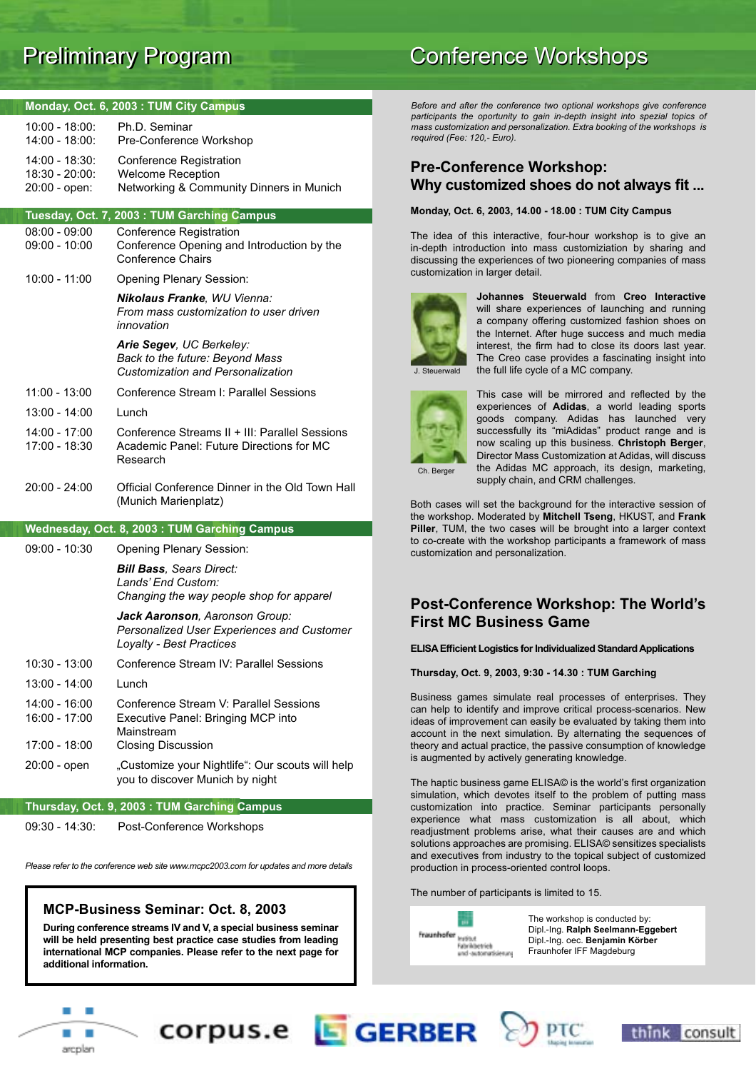# Preliminary Program

## Monday, Oct. 6, 2003 : TUM City Campus

| | |
|---|---|
| 10:00 - 18:00: | Ph.D. Seminar |
| 14:00 - 18:00: | Pre-Conference Workshop |
| 14:00 - 18:30: | Conference Registration |
| 18:30 - 20:00: | Welcome Reception |
| 20:00 - open: | Networking & Community Dinners in Munich |

## Tuesday, Oct. 7, 2003 : TUM Garching Campus

| | |
|---|---|
| 08:00 - 09:00 | Conference Registration |
| 09:00 - 10:00 | Conference Opening and Introduction by the Conference Chairs |
| 10:00 - 11:00 | Opening Plenary Session: |
| | ***Nikolaus Franke**, WU Vienna: From mass customization to user driven innovation* |
| | ***Arie Segev**, UC Berkeley: Back to the future: Beyond Mass Customization and Personalization* |
| 11:00 - 13:00 | Conference Stream I: Parallel Sessions |
| 13:00 - 14:00 | Lunch |
| 14:00 - 17:00 | Conference Streams II + III: Parallel Sessions |
| 17:00 - 18:30 | Academic Panel: Future Directions for MC Research |
| 20:00 - 24:00 | Official Conference Dinner in the Old Town Hall (Munich Marienplatz) |

## Wednesday, Oct. 8, 2003 : TUM Garching Campus

| | |
|---|---|
| 09:00 - 10:30 | Opening Plenary Session: |
| | ***Bill Bass**, Sears Direct: Lands' End Custom: Changing the way people shop for apparel* |
| | ***Jack Aaronson**, Aaronson Group: Personalized User Experiences and Customer Loyalty - Best Practices* |
| 10:30 - 13:00 | Conference Stream IV: Parallel Sessions |
| 13:00 - 14:00 | Lunch |
| 14:00 - 16:00 | Conference Stream V: Parallel Sessions |
| 16:00 - 17:00 | Executive Panel: Bringing MCP into Mainstream |
| 17:00 - 18:00 | Closing Discussion |
| 20:00 - open | „Customize your Nightlife": Our scouts will help you to discover Munich by night |

## Thursday, Oct. 9, 2003 : TUM Garching Campus

| | |
|---|---|
| 09:30 - 14:30: | Post-Conference Workshops |

*Please refer to the conference web site www.mcpc2003.com for updates and more details*

### MCP-Business Seminar: Oct. 8, 2003

**During conference streams IV and V, a special business seminar will be held presenting best practice case studies from leading international MCP companies. Please refer to the next page for additional information.**

# Conference Workshops

*Before and after the conference two optional workshops give conference participants the opportunity to gain in-depth insight into spezial topics of mass customization and personalization. Extra booking of the workshops is required (Fee: 120,- Euro).*

## Pre-Conference Workshop: Why customized shoes do not always fit ...

**Monday, Oct. 6, 2003, 14.00 - 18.00 : TUM City Campus**

The idea of this interactive, four-hour workshop is to give an in-depth introduction into mass customization by sharing and discussing the experiences of two pioneering companies of mass customization in larger detail.

J. Steuerwald

**Johannes Steuerwald** from **Creo Interactive** will share experiences of launching and running a company offering customized fashion shoes on the Internet. After huge success and much media interest, the firm had to close its doors last year. The Creo case provides a fascinating insight into the full life cycle of a MC company.

Ch. Berger

This case will be mirrored and reflected by the experiences of **Adidas**, a world leading sports goods company. Adidas has launched very successfully its "miAdidas" product range and is now scaling up this business. **Christoph Berger**, Director Mass Customization at Adidas, will discuss the Adidas MC approach, its design, marketing, supply chain, and CRM challenges.

Both cases will set the background for the interactive session of the workshop. Moderated by **Mitchell Tseng**, HKUST, and **Frank Piller**, TUM, the two cases will be brought into a larger context to co-create with the workshop participants a framework of mass customization and personalization.

## Post-Conference Workshop: The World's First MC Business Game

**ELISA Efficient Logistics for Individualized Standard Applications**

**Thursday, Oct. 9, 2003, 9:30 - 14.30 : TUM Garching**

Business games simulate real processes of enterprises. They can help to identify and improve critical process-scenarios. New ideas of improvement can easily be evaluated by taking them into account in the next simulation. By alternating the sequences of theory and actual practice, the passive consumption of knowledge is augmented by actively generating knowledge.

The haptic business game ELISA© is the world's first organization simulation, which devotes itself to the problem of putting mass customization into practice. Seminar participants personally experience what mass customization is all about, which readjustment problems arise, what their causes are and which solutions approaches are promising. ELISA© sensitizes specialists and executives from industry to the topical subject of customized production in process-oriented control loops.

The number of participants is limited to 15.

Fraunhofer Institut Fabrikbetrieb und -automatisierung

The workshop is conducted by:
Dipl.-Ing. **Ralph Seelmann-Eggebert**
Dipl.-Ing. oec. **Benjamin Körber**
Fraunhofer IFF Magdeburg

arcplan · corpus.e · GERBER · PTC · think consult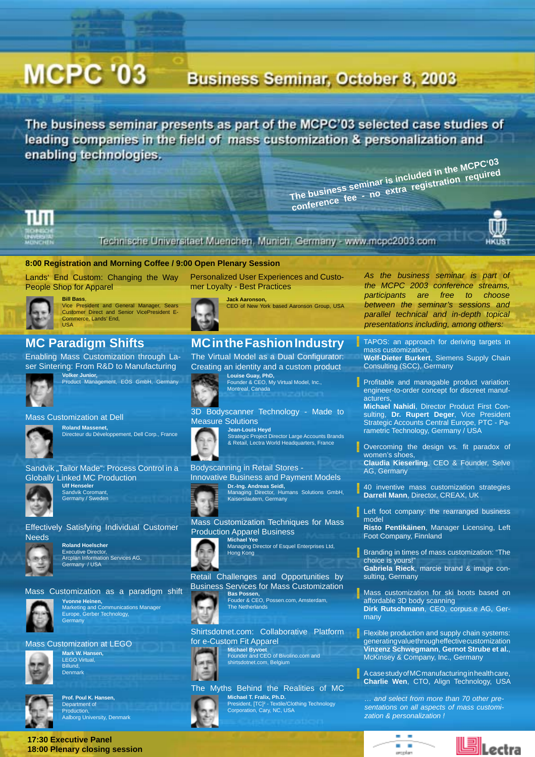# MCPC '03 Business Seminar, October 8, 2003

**The business seminar presents as part of the MCPC'03 selected case studies of leading companies in the field of mass customization & personalization and enabling technologies.**

**The business seminar is included in the MCPC'03 conference fee - no extra registration required**

Technische Universitaet Muenchen, Munich, Germany - www.mcpc2003.com

**8:00 Registration and Morning Coffee / 9:00 Open Plenary Session**

Lands' End Custom: Changing the Way People Shop for Apparel
**Bill Bass**, Vice President and General Manager, Sears Customer Direct and Senior VicePresident E-Commerce, Lands' End, USA

Personalized User Experiences and Customer Loyalty - Best Practices
**Jack Aaronson,** CEO of New York based Aaronson Group, USA

## MC Paradigm Shifts

Enabling Mass Customization through Laser Sintering: From R&D to Manufacturing
**Volker Junior,** Product Management, EOS GmbH, Germany

Mass Customization at Dell
**Roland Massenet,** Directeur du Développement, Dell Corp., France

Sandvik „Tailor Made": Process Control in a Globally Linked MC Production
**Ulf Henseler**, Sandvik Coromant, Germany / Sweden

Effectively Satisfying Individual Customer Needs
**Roland Hoelscher**, Executive Director, Arcplan Information Services AG, Germany / USA

Mass Customization as a paradigm shift
**Yvonne Heinen,** Marketing and Communications Manager Europe, Gerber Technology, Germany

Mass Customization at LEGO
**Mark W. Hansen,** LEGO Virtual, Billund, Denmark

**Prof. Poul K. Hansen,** Department of Production, Aalborg University, Denmark

## MC in the Fashion Industry

The Virtual Model as a Dual Configurator: Creating an identity and a custom product
**Louise Guay, PhD,** Founder & CEO, My Virtual Model, Inc., Montreal, Canada

3D Bodyscanner Technology - Made to Measure Solutions
**Jean-Louis Heyd**, Strategic Project Director Large Accounts Brands & Retail, Lectra World Headquarters, France

Bodyscanning in Retail Stores - Innovative Business and Payment Models
**Dr.-Ing. Andreas Seidl,** Managing Director, Humans Solutions GmbH, Kaiserslautern, Germany

Mass Customization Techniques for Mass Production Apparel Business
**Michael Yee**, Managing Director of Esquel Enterprises Ltd, Hong Kong

Retail Challenges and Opportunities by Business Services for Mass Customization
**Bas Possen,** Fouder & CEO, Possen.com, Amsterdam, The Netherlands

Shirtsdotnet.com: Collaborative Platform for e-Custom Fit Apparel
**Michael Byvoet**, Founder and CEO of Bivolino.com and shirtsdotnet.com, Belgium

The Myths Behind the Realities of MC
**Michael T. Fralix, Ph.D.**, President, [TC]² - Textile/Clothing Technology Corporation, Cary, NC, USA

*As the business seminar is part of the MCPC 2003 conference streams, participants are free to choose between the seminar's sessions and parallel technical and in-depth topical presentations including, among others:*

- TAPOS: an approach for deriving targets in mass customization,
  **Wolf-Dieter Burkert**, Siemens Supply Chain Consulting (SCC), Germany
- Profitable and managable product variation: engineer-to-order concept for discreet manufacturers,
  **Michael Nahidi**, Director Product First Consulting, **Dr. Rupert Deger**, Vice President Strategic Accounts Central Europe, PTC - Parametric Technology, Germany / USA
- Overcoming the design vs. fit paradox of women's shoes,
  **Claudia Kieserling**, CEO & Founder, Selve AG, Germany
- 40 inventive mass customization strategies
  **Darrell Mann**, Director, CREAX, UK
- Left foot company: the rearranged business model
  **Risto Pentikäinen**, Manager Licensing, Left Foot Company, Finnland
- Branding in times of mass customization: "The choice is yours!"
  **Gabriela Rieck**, marcie brand & image consulting, Germany
- Mass customization for ski boots based on affordable 3D body scanning
  **Dirk Rutschmann**, CEO, corpus.e AG, Germany
- Flexible production and supply chain systems: generating value through effective customization
  **Vinzenz Schwegmann**, **Gernot Strube et al.**, McKinsey & Company, Inc., Germany
- A case study of MC manufacturing in health care,
  **Charlie Wen**, CTO, Align Technology, USA

*... and select from more than 70 other presentations on all aspects of mass customization & personalization !*

**17:30 Executive Panel**
**18:00 Plenary closing session**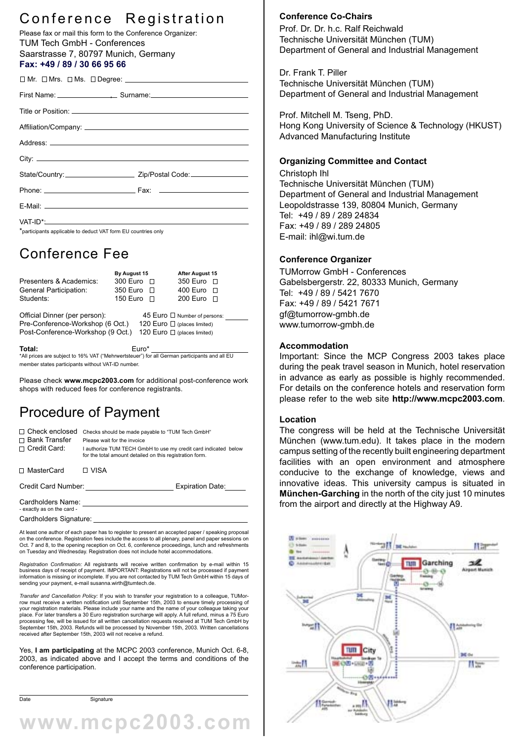# Conference Registration

Please fax or mail this form to the Conference Organizer:
TUM Tech GmbH - Conferences
Saarstrasse 7, 80797 Munich, Germany
**Fax: +49 / 89 / 30 66 95 66**

☐ Mr. ☐ Mrs. ☐ Ms. ☐ Degree: ______________________

First Name: ______________ Surname: ______________________

Title or Position: ______________________

Affiliation/Company: ______________________

Address: ______________________

City: ______________________

State/Country: ______________ Zip/Postal Code: ______________

Phone: ______________ Fax: ______________

E-Mail: ______________________

VAT-ID*: ______________________

*participants applicable to deduct VAT form EU countries only

# Conference Fee

| | By August 15 | After August 15 |
|---|---|---|
| Presenters & Academics: | 300 Euro ☐ | 350 Euro ☐ |
| General Participation: | 350 Euro ☐ | 400 Euro ☐ |
| Students: | 150 Euro ☐ | 200 Euro ☐ |

Official Dinner (per person): 45 Euro ☐ Number of persons: ______
Pre-Conference-Workshop (6 Oct.) 120 Euro ☐ (places limited)
Post-Conference-Workshop (9 Oct.) 120 Euro ☐ (places limited)

**Total:** Euro* ______________________

*All prices are subject to 16% VAT ("Mehrwertsteuer") for all German participants and all EU member states participants without VAT-ID number.

Please check **www.mcpc2003.com** for additional post-conference work shops with reduced fees for conference registrants.

# Procedure of Payment

☐ Check enclosed — Checks should be made payable to "TUM Tech GmbH"
☐ Bank Transfer — Please wait for the invoice
☐ Credit Card: — I authorize TUM TECH GmbH to use my credit card indicated below for the total amount detailed on this registration form.

☐ MasterCard ☐ VISA

Credit Card Number: ______________ Expiration Date: ______

Cardholders Name: ______________________
- exactly as on the card -

Cardholders Signature: ______________________

At least one author of each paper has to register to present an accepted paper / speaking proposal on the conference. Registration fees include the access to all plenary, panel and paper sessions on Oct. 7 and 8, to the opening reception on Oct. 6, conference proceedings, lunch and refreshments on Tuesday and Wednesday. Registration does not include hotel accommodations.

*Registration Confirmation:* All registrants will receive written confirmation by e-mail within 15 business days of receipt of payment. IMPORTANT: Registrations will not be processed if payment information is missing or incomplete. If you are not contacted by TUM Tech GmbH within 15 days of sending your payment, e-mail susanna.wirth@tumtech.de.

*Transfer and Cancellation Policy:* If you wish to transfer your registration to a colleague, TUMorrow must receive a written notification until September 15th, 2003 to ensure timely processing of your registration materials. Please include your name and the name of your colleague taking your place. For later transfers a 30 Euro registration surcharge will apply. A full refund, minus a 75 Euro processing fee, will be issued for all written cancellation requests received at TUM Tech GmbH by September 15th, 2003. Refunds will be processed by November 15th, 2003. Written cancellations received after September 15th, 2003 will not receive a refund.

Yes, **I am participating** at the MCPC 2003 conference, Munich Oct. 6-8, 2003, as indicated above and I accept the terms and conditions of the conference participation.

______________________________________
Date Signature

**www.mcpc2003.com**

### Conference Co-Chairs

Prof. Dr. Dr. h.c. Ralf Reichwald
Technische Universität München (TUM)
Department of General and Industrial Management

Dr. Frank T. Piller
Technische Universität München (TUM)
Department of General and Industrial Management

Prof. Mitchell M. Tseng, PhD.
Hong Kong University of Science & Technology (HKUST)
Advanced Manufacturing Institute

### Organizing Committee and Contact

Christoph Ihl
Technische Universität München (TUM)
Department of General and Industrial Management
Leopoldstrasse 139, 80804 Munich, Germany
Tel: +49 / 89 / 289 24834
Fax: +49 / 89 / 289 24805
E-mail: ihl@wi.tum.de

### Conference Organizer

TUMorrow GmbH - Conferences
Gabelsbergerstr. 22, 80333 Munich, Germany
Tel: +49 / 89 / 5421 7670
Fax: +49 / 89 / 5421 7671
gf@tumorrow-gmbh.de
www.tumorrow-gmbh.de

### Accommodation

Important: Since the MCP Congress 2003 takes place during the peak travel season in Munich, hotel reservation in advance as early as possible is highly recommended. For details on the conference hotels and reservation form please refer to the web site **http://www.mcpc2003.com**.

### Location

The congress will be held at the Technische Universität München (www.tum.edu). It takes place in the modern campus setting of the recently built engineering department facilities with an open environment and atmosphere conducive to the exchange of knowledge, views and innovative ideas. This university campus is situated in **München-Garching** in the north of the city just 10 minutes from the airport and directly at the Highway A9.

TUM Garching
Airport Munich
TUM City